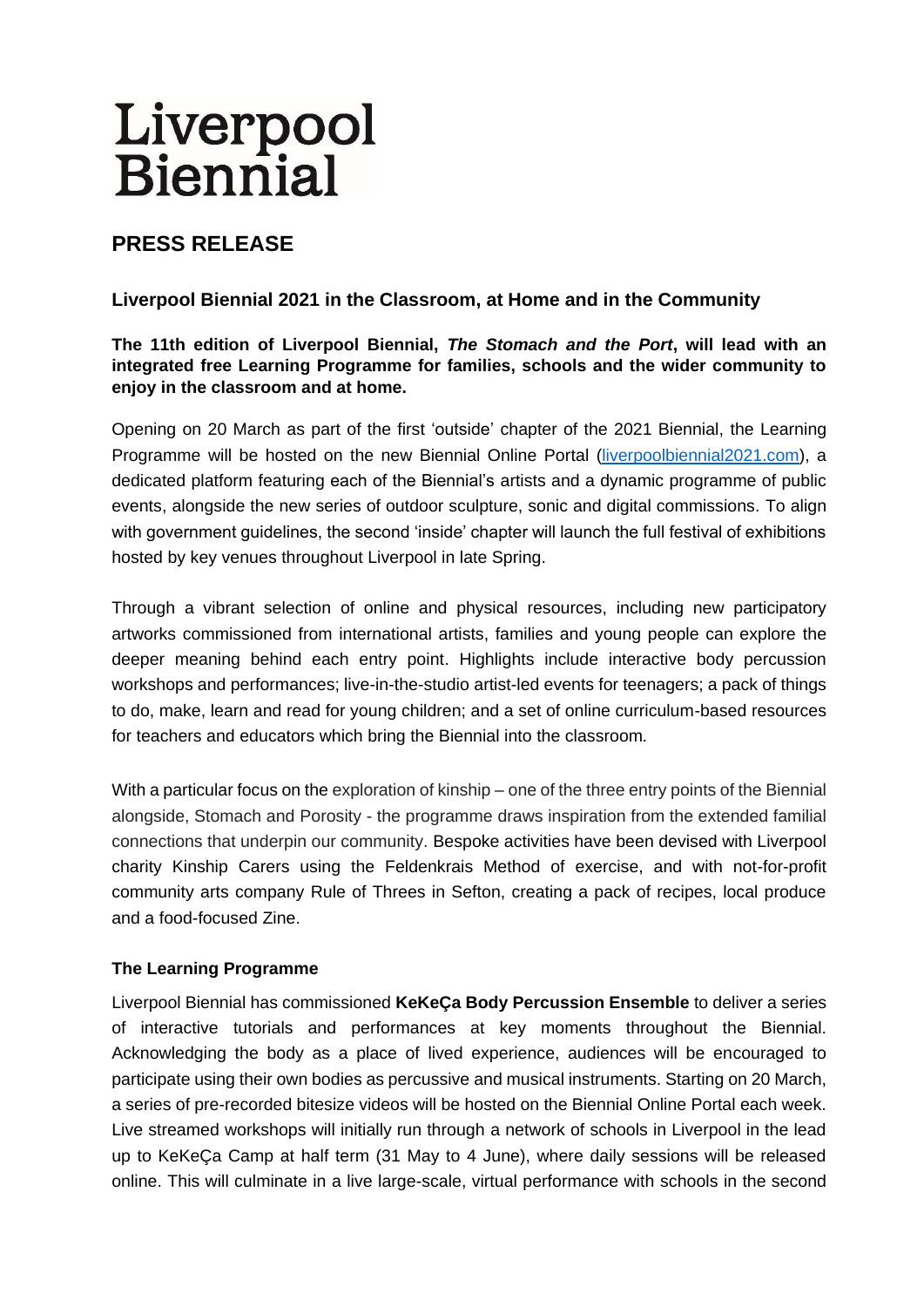# Liverpool Biennial

## PRESS RELEASE

### Liverpool Biennial 2021 in the Classroom, at Home and in the Community

**The 11th edition of Liverpool Biennial, *The Stomach and the Port*, will lead with an integrated free Learning Programme for families, schools and the wider community to enjoy in the classroom and at home.**

Opening on 20 March as part of the first 'outside' chapter of the 2021 Biennial, the Learning Programme will be hosted on the new Biennial Online Portal ([liverpoolbiennial2021.com](liverpoolbiennial2021.com)), a dedicated platform featuring each of the Biennial's artists and a dynamic programme of public events, alongside the new series of outdoor sculpture, sonic and digital commissions. To align with government guidelines, the second 'inside' chapter will launch the full festival of exhibitions hosted by key venues throughout Liverpool in late Spring.

Through a vibrant selection of online and physical resources, including new participatory artworks commissioned from international artists, families and young people can explore the deeper meaning behind each entry point. Highlights include interactive body percussion workshops and performances; live-in-the-studio artist-led events for teenagers; a pack of things to do, make, learn and read for young children; and a set of online curriculum-based resources for teachers and educators which bring the Biennial into the classroom.

With a particular focus on the exploration of kinship – one of the three entry points of the Biennial alongside, Stomach and Porosity - the programme draws inspiration from the extended familial connections that underpin our community. Bespoke activities have been devised with Liverpool charity Kinship Carers using the Feldenkrais Method of exercise, and with not-for-profit community arts company Rule of Threes in Sefton, creating a pack of recipes, local produce and a food-focused Zine.

### The Learning Programme

Liverpool Biennial has commissioned **KeKeÇa Body Percussion Ensemble** to deliver a series of interactive tutorials and performances at key moments throughout the Biennial. Acknowledging the body as a place of lived experience, audiences will be encouraged to participate using their own bodies as percussive and musical instruments. Starting on 20 March, a series of pre-recorded bitesize videos will be hosted on the Biennial Online Portal each week. Live streamed workshops will initially run through a network of schools in Liverpool in the lead up to KeKeÇa Camp at half term (31 May to 4 June), where daily sessions will be released online. This will culminate in a live large-scale, virtual performance with schools in the second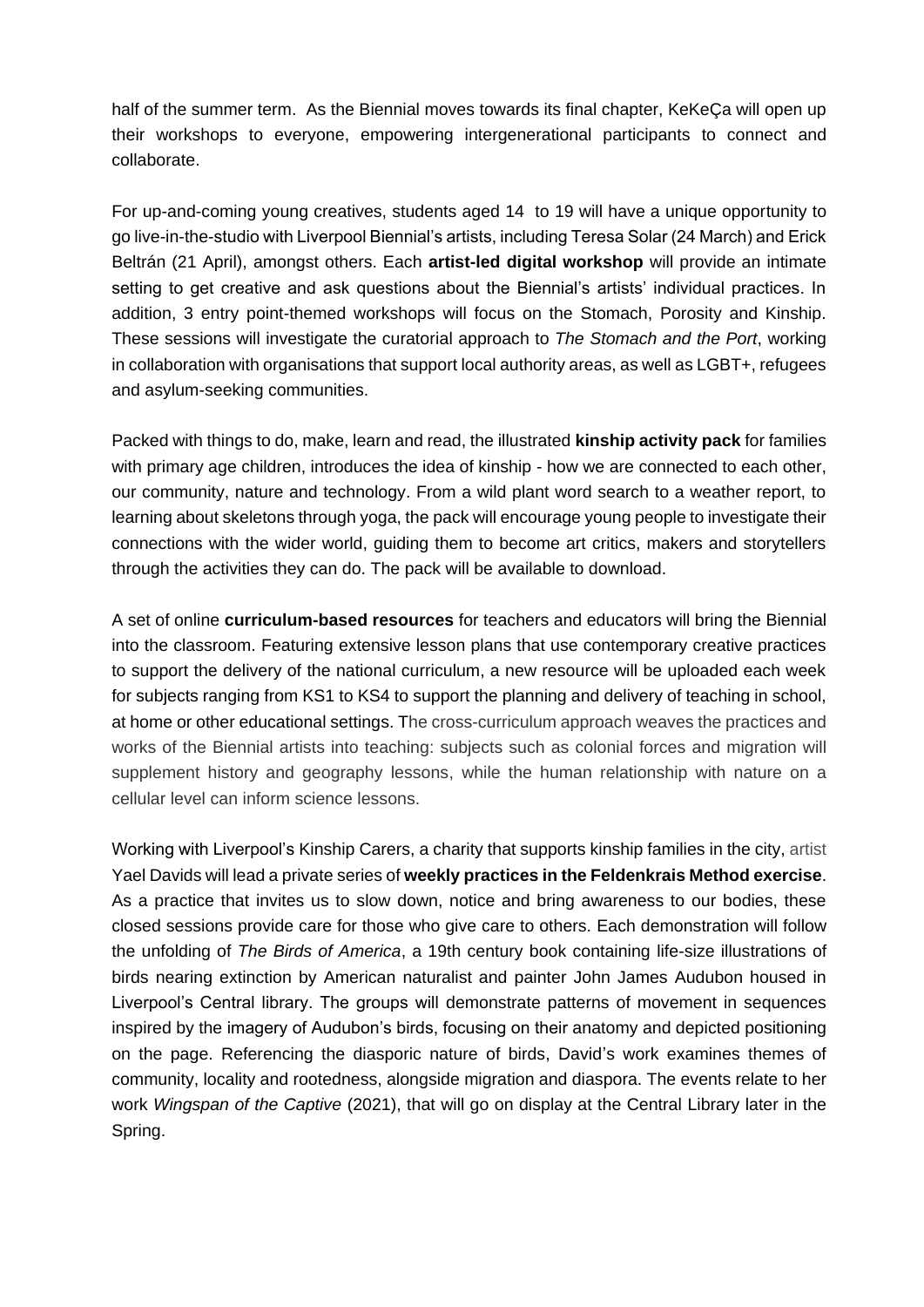half of the summer term. As the Biennial moves towards its final chapter, KeKeÇa will open up their workshops to everyone, empowering intergenerational participants to connect and collaborate.

For up-and-coming young creatives, students aged 14 to 19 will have a unique opportunity to go live-in-the-studio with Liverpool Biennial's artists, including Teresa Solar (24 March) and Erick Beltrán (21 April), amongst others. Each **artist-led digital workshop** will provide an intimate setting to get creative and ask questions about the Biennial's artists' individual practices. In addition, 3 entry point-themed workshops will focus on the Stomach, Porosity and Kinship. These sessions will investigate the curatorial approach to *The Stomach and the Port*, working in collaboration with organisations that support local authority areas, as well as LGBT+, refugees and asylum-seeking communities.

Packed with things to do, make, learn and read, the illustrated **kinship activity pack** for families with primary age children, introduces the idea of kinship - how we are connected to each other, our community, nature and technology. From a wild plant word search to a weather report, to learning about skeletons through yoga, the pack will encourage young people to investigate their connections with the wider world, guiding them to become art critics, makers and storytellers through the activities they can do. The pack will be available to download.

A set of online **curriculum-based resources** for teachers and educators will bring the Biennial into the classroom. Featuring extensive lesson plans that use contemporary creative practices to support the delivery of the national curriculum, a new resource will be uploaded each week for subjects ranging from KS1 to KS4 to support the planning and delivery of teaching in school, at home or other educational settings. The cross-curriculum approach weaves the practices and works of the Biennial artists into teaching: subjects such as colonial forces and migration will supplement history and geography lessons, while the human relationship with nature on a cellular level can inform science lessons.

Working with Liverpool's Kinship Carers, a charity that supports kinship families in the city, artist Yael Davids will lead a private series of **weekly practices in the Feldenkrais Method exercise**. As a practice that invites us to slow down, notice and bring awareness to our bodies, these closed sessions provide care for those who give care to others. Each demonstration will follow the unfolding of *The Birds of America*, a 19th century book containing life-size illustrations of birds nearing extinction by American naturalist and painter John James Audubon housed in Liverpool's Central library. The groups will demonstrate patterns of movement in sequences inspired by the imagery of Audubon's birds, focusing on their anatomy and depicted positioning on the page. Referencing the diasporic nature of birds, David's work examines themes of community, locality and rootedness, alongside migration and diaspora. The events relate to her work *Wingspan of the Captive* (2021), that will go on display at the Central Library later in the Spring.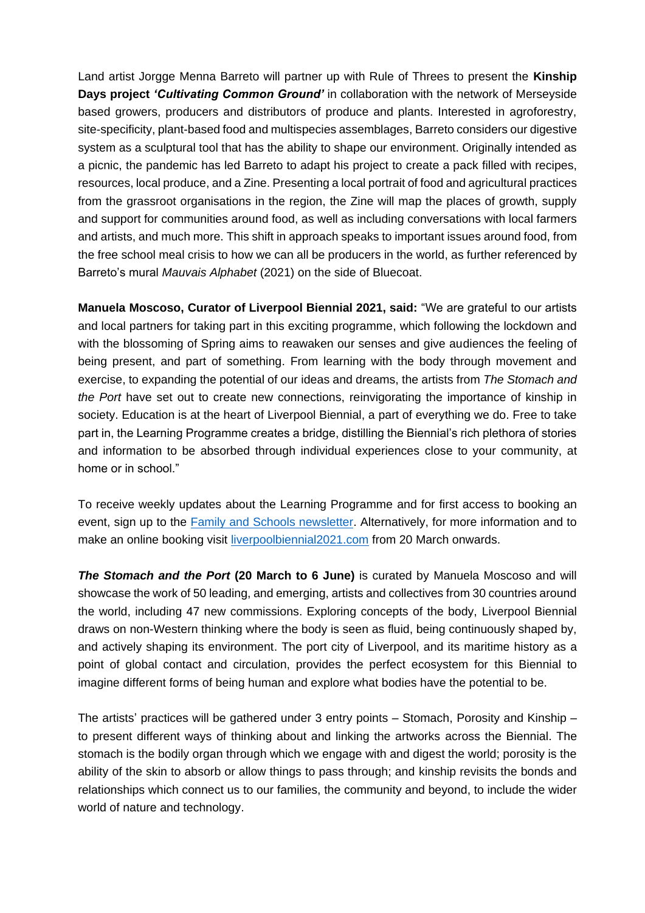Land artist Jorgge Menna Barreto will partner up with Rule of Threes to present the **Kinship Days project *'Cultivating Common Ground'*** in collaboration with the network of Merseyside based growers, producers and distributors of produce and plants. Interested in agroforestry, site-specificity, plant-based food and multispecies assemblages, Barreto considers our digestive system as a sculptural tool that has the ability to shape our environment. Originally intended as a picnic, the pandemic has led Barreto to adapt his project to create a pack filled with recipes, resources, local produce, and a Zine. Presenting a local portrait of food and agricultural practices from the grassroot organisations in the region, the Zine will map the places of growth, supply and support for communities around food, as well as including conversations with local farmers and artists, and much more. This shift in approach speaks to important issues around food, from the free school meal crisis to how we can all be producers in the world, as further referenced by Barreto's mural *Mauvais Alphabet* (2021) on the side of Bluecoat.

**Manuela Moscoso, Curator of Liverpool Biennial 2021, said:** "We are grateful to our artists and local partners for taking part in this exciting programme, which following the lockdown and with the blossoming of Spring aims to reawaken our senses and give audiences the feeling of being present, and part of something. From learning with the body through movement and exercise, to expanding the potential of our ideas and dreams, the artists from *The Stomach and the Port* have set out to create new connections, reinvigorating the importance of kinship in society. Education is at the heart of Liverpool Biennial, a part of everything we do. Free to take part in, the Learning Programme creates a bridge, distilling the Biennial's rich plethora of stories and information to be absorbed through individual experiences close to your community, at home or in school."

To receive weekly updates about the Learning Programme and for first access to booking an event, sign up to the Family and Schools newsletter. Alternatively, for more information and to make an online booking visit liverpoolbiennial2021.com from 20 March onwards.

***The Stomach and the Port*** **(20 March to 6 June)** is curated by Manuela Moscoso and will showcase the work of 50 leading, and emerging, artists and collectives from 30 countries around the world, including 47 new commissions. Exploring concepts of the body, Liverpool Biennial draws on non-Western thinking where the body is seen as fluid, being continuously shaped by, and actively shaping its environment. The port city of Liverpool, and its maritime history as a point of global contact and circulation, provides the perfect ecosystem for this Biennial to imagine different forms of being human and explore what bodies have the potential to be.

The artists' practices will be gathered under 3 entry points – Stomach, Porosity and Kinship – to present different ways of thinking about and linking the artworks across the Biennial. The stomach is the bodily organ through which we engage with and digest the world; porosity is the ability of the skin to absorb or allow things to pass through; and kinship revisits the bonds and relationships which connect us to our families, the community and beyond, to include the wider world of nature and technology.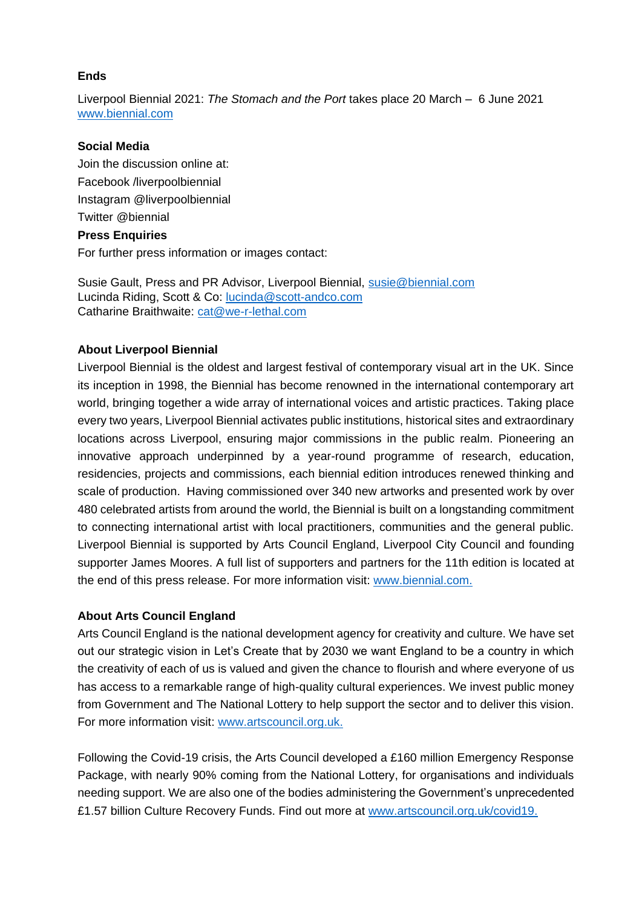**Ends**

Liverpool Biennial 2021: *The Stomach and the Port* takes place 20 March – 6 June 2021
www.biennial.com

**Social Media**

Join the discussion online at:
Facebook /liverpoolbiennial
Instagram @liverpoolbiennial
Twitter @biennial

**Press Enquiries**

For further press information or images contact:

Susie Gault, Press and PR Advisor, Liverpool Biennial, susie@biennial.com
Lucinda Riding, Scott & Co: lucinda@scott-andco.com
Catharine Braithwaite: cat@we-r-lethal.com

**About Liverpool Biennial**

Liverpool Biennial is the oldest and largest festival of contemporary visual art in the UK. Since its inception in 1998, the Biennial has become renowned in the international contemporary art world, bringing together a wide array of international voices and artistic practices. Taking place every two years, Liverpool Biennial activates public institutions, historical sites and extraordinary locations across Liverpool, ensuring major commissions in the public realm. Pioneering an innovative approach underpinned by a year-round programme of research, education, residencies, projects and commissions, each biennial edition introduces renewed thinking and scale of production. Having commissioned over 340 new artworks and presented work by over 480 celebrated artists from around the world, the Biennial is built on a longstanding commitment to connecting international artist with local practitioners, communities and the general public. Liverpool Biennial is supported by Arts Council England, Liverpool City Council and founding supporter James Moores. A full list of supporters and partners for the 11th edition is located at the end of this press release. For more information visit: www.biennial.com.

**About Arts Council England**

Arts Council England is the national development agency for creativity and culture. We have set out our strategic vision in Let's Create that by 2030 we want England to be a country in which the creativity of each of us is valued and given the chance to flourish and where everyone of us has access to a remarkable range of high-quality cultural experiences. We invest public money from Government and The National Lottery to help support the sector and to deliver this vision. For more information visit: www.artscouncil.org.uk.

Following the Covid-19 crisis, the Arts Council developed a £160 million Emergency Response Package, with nearly 90% coming from the National Lottery, for organisations and individuals needing support. We are also one of the bodies administering the Government's unprecedented £1.57 billion Culture Recovery Funds. Find out more at www.artscouncil.org.uk/covid19.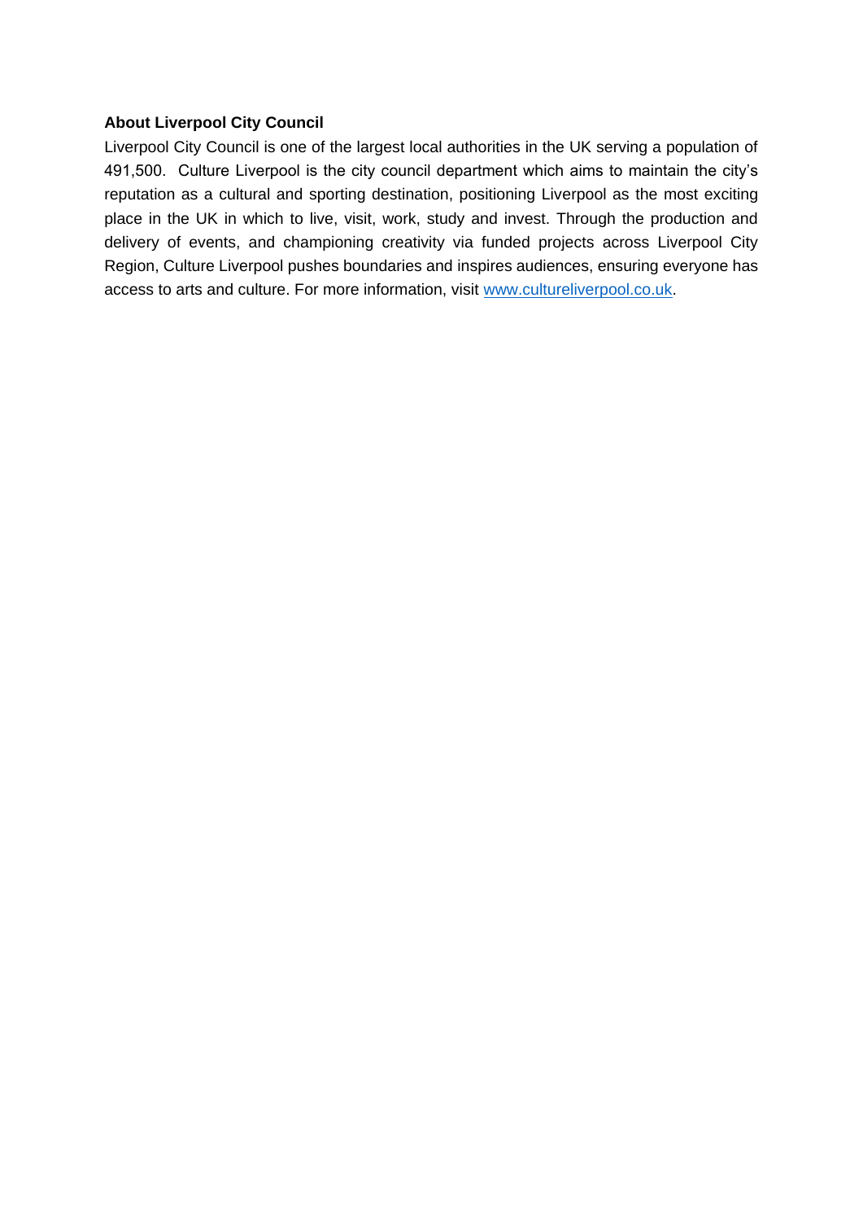**About Liverpool City Council**

Liverpool City Council is one of the largest local authorities in the UK serving a population of 491,500. Culture Liverpool is the city council department which aims to maintain the city's reputation as a cultural and sporting destination, positioning Liverpool as the most exciting place in the UK in which to live, visit, work, study and invest. Through the production and delivery of events, and championing creativity via funded projects across Liverpool City Region, Culture Liverpool pushes boundaries and inspires audiences, ensuring everyone has access to arts and culture. For more information, visit [www.cultureliverpool.co.uk](http://www.cultureliverpool.co.uk).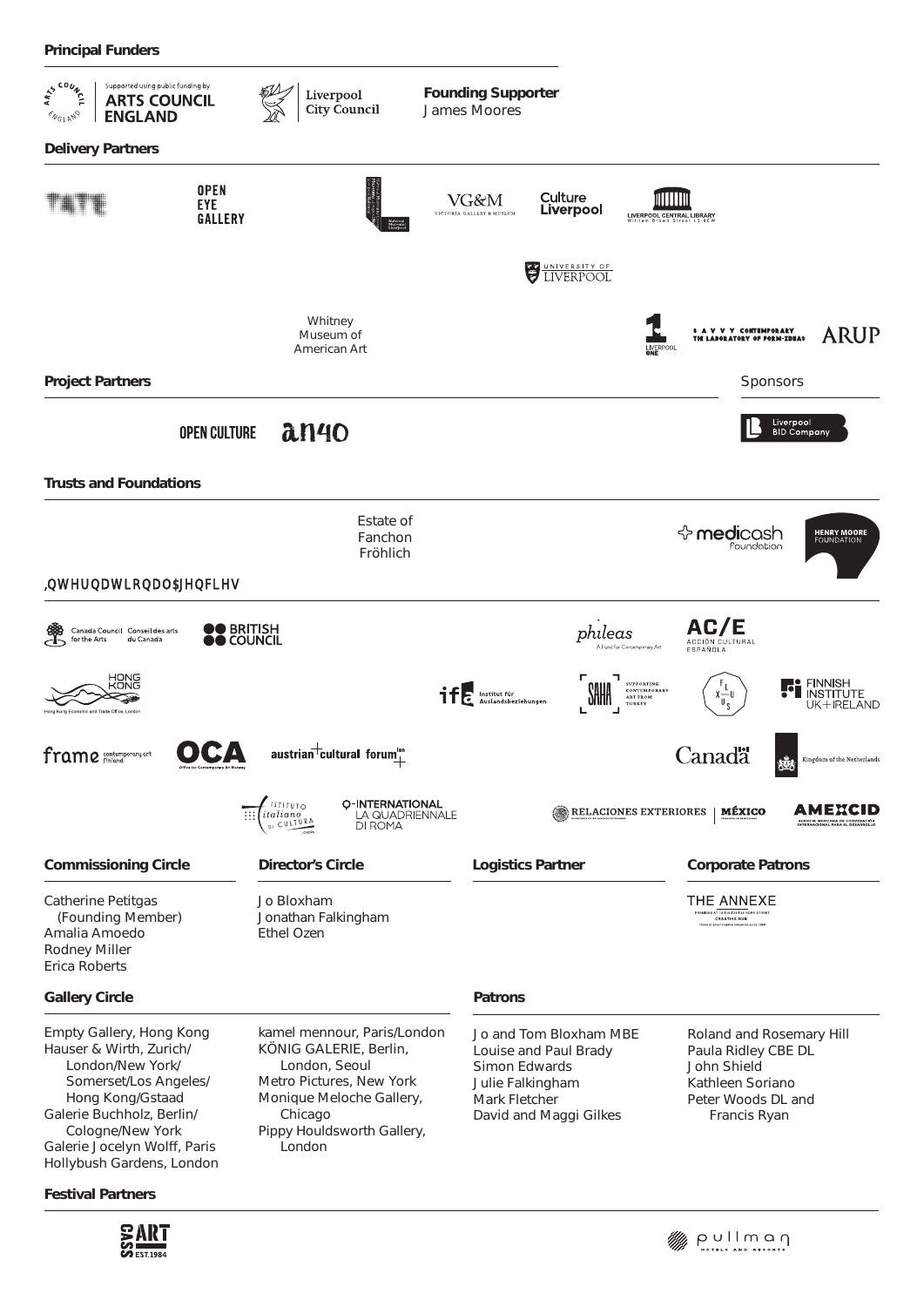## Principal Funders

Supported using public funding by ARTS COUNCIL ENGLAND

Liverpool City Council

**Founding Supporter**
James Moores

## Delivery Partners

Tate

Open Eye Gallery

National Museums Liverpool

VG&M Victoria Gallery & Museum

Culture Liverpool

Liverpool Central Library

University of Liverpool

Whitney Museum of American Art

Liverpool ONE

Savvy Contemporary The Laboratory of Form-Ideas

ARUP

## Project Partners

Open Culture

an40

## Sponsors

Liverpool BID Company

## Trusts and Foundations

Estate of Fanchon Fröhlich

medicash foundation

Henry Moore Foundation

## International Agencies

Canada Council for the Arts / Conseil des arts du Canada

British Council

phileas A Fund for Contemporary Art

AC/E Acción Cultural Española

Hong Kong Economic and Trade Office, London

ifa Institut für Auslandsbeziehungen

SAHA Supporting Contemporary Art from Turkey

FLUX

Finnish Institute UK+Ireland

frame contemporary art finland

OCA Office for Contemporary Art Norway

austrian cultural forum lon

Canada

Kingdom of the Netherlands

Istituto Italiano di Cultura Londra

Q-International La Quadriennale di Roma

Relaciones Exteriores | México

AMEXCID Agencia Mexicana de Cooperación Internacional para el Desarrollo

## Commissioning Circle

Catherine Petitgas (Founding Member)
Amalia Amoedo
Rodney Miller
Erica Roberts

## Director's Circle

Jo Bloxham
Jonathan Falkingham
Ethel Ozen

## Logistics Partner

## Corporate Patrons

THE ANNEXE

## Gallery Circle

Empty Gallery, Hong Kong
Hauser & Wirth, Zurich/London/New York/Somerset/Los Angeles/Hong Kong/Gstaad
Galerie Buchholz, Berlin/Cologne/New York
Galerie Jocelyn Wolff, Paris
Hollybush Gardens, London
kamel mennour, Paris/London
KÖNIG GALERIE, Berlin, London, Seoul
Metro Pictures, New York
Monique Meloche Gallery, Chicago
Pippy Houldsworth Gallery, London

## Patrons

Jo and Tom Bloxham MBE
Louise and Paul Brady
Simon Edwards
Julie Falkingham
Mark Fletcher
David and Maggi Gilkes
Roland and Rosemary Hill
Paula Ridley CBE DL
John Shield
Kathleen Soriano
Peter Woods DL and Francis Ryan

## Festival Partners

CASS ART EST.1984

pullman hotels and resorts